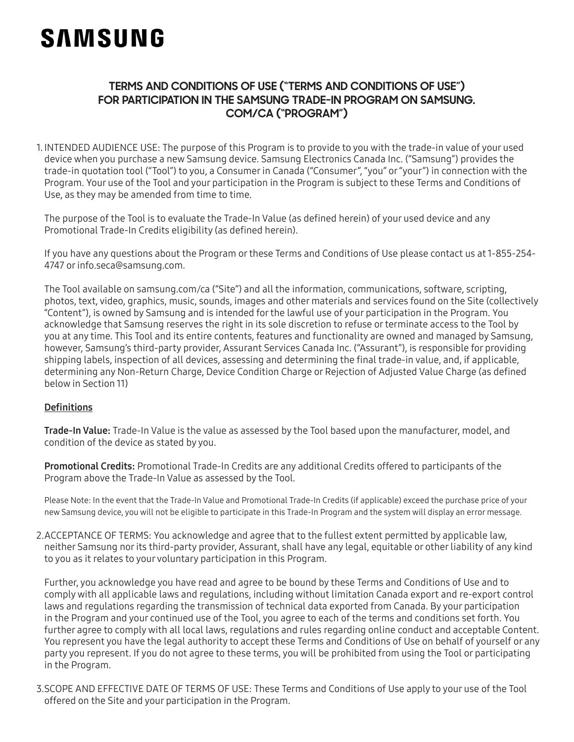SAMSUNG

# TERMS AND CONDITIONS OF USE ("TERMS AND CONDITIONS OF USE") FOR PARTICIPATION IN THE SAMSUNG TRADE-IN PROGRAM ON SAMSUNG.COM/CA ("PROGRAM")

1. INTENDED AUDIENCE USE: The purpose of this Program is to provide to you with the trade-in value of your used device when you purchase a new Samsung device. Samsung Electronics Canada Inc. ("Samsung") provides the trade-in quotation tool ("Tool") to you, a Consumer in Canada ("Consumer", "you" or "your") in connection with the Program. Your use of the Tool and your participation in the Program is subject to these Terms and Conditions of Use, as they may be amended from time to time.

   The purpose of the Tool is to evaluate the Trade-In Value (as defined herein) of your used device and any Promotional Trade-In Credits eligibility (as defined herein).

   If you have any questions about the Program or these Terms and Conditions of Use please contact us at 1-855-254-4747 or info.seca@samsung.com.

   The Tool available on samsung.com/ca ("Site") and all the information, communications, software, scripting, photos, text, video, graphics, music, sounds, images and other materials and services found on the Site (collectively "Content"), is owned by Samsung and is intended for the lawful use of your participation in the Program. You acknowledge that Samsung reserves the right in its sole discretion to refuse or terminate access to the Tool by you at any time. This Tool and its entire contents, features and functionality are owned and managed by Samsung, however, Samsung's third-party provider, Assurant Services Canada Inc. ("Assurant"), is responsible for providing shipping labels, inspection of all devices, assessing and determining the final trade-in value, and, if applicable, determining any Non-Return Charge, Device Condition Charge or Rejection of Adjusted Value Charge (as defined below in Section 11)

   <u>**Definitions**</u>

   **Trade-In Value:** Trade-In Value is the value as assessed by the Tool based upon the manufacturer, model, and condition of the device as stated by you.

   **Promotional Credits:** Promotional Trade-In Credits are any additional Credits offered to participants of the Program above the Trade-In Value as assessed by the Tool.

   Please Note: In the event that the Trade-In Value and Promotional Trade-In Credits (if applicable) exceed the purchase price of your new Samsung device, you will not be eligible to participate in this Trade-In Program and the system will display an error message.

2. ACCEPTANCE OF TERMS: You acknowledge and agree that to the fullest extent permitted by applicable law, neither Samsung nor its third-party provider, Assurant, shall have any legal, equitable or other liability of any kind to you as it relates to your voluntary participation in this Program.

   Further, you acknowledge you have read and agree to be bound by these Terms and Conditions of Use and to comply with all applicable laws and regulations, including without limitation Canada export and re-export control laws and regulations regarding the transmission of technical data exported from Canada. By your participation in the Program and your continued use of the Tool, you agree to each of the terms and conditions set forth. You further agree to comply with all local laws, regulations and rules regarding online conduct and acceptable Content. You represent you have the legal authority to accept these Terms and Conditions of Use on behalf of yourself or any party you represent. If you do not agree to these terms, you will be prohibited from using the Tool or participating in the Program.

3. SCOPE AND EFFECTIVE DATE OF TERMS OF USE: These Terms and Conditions of Use apply to your use of the Tool offered on the Site and your participation in the Program.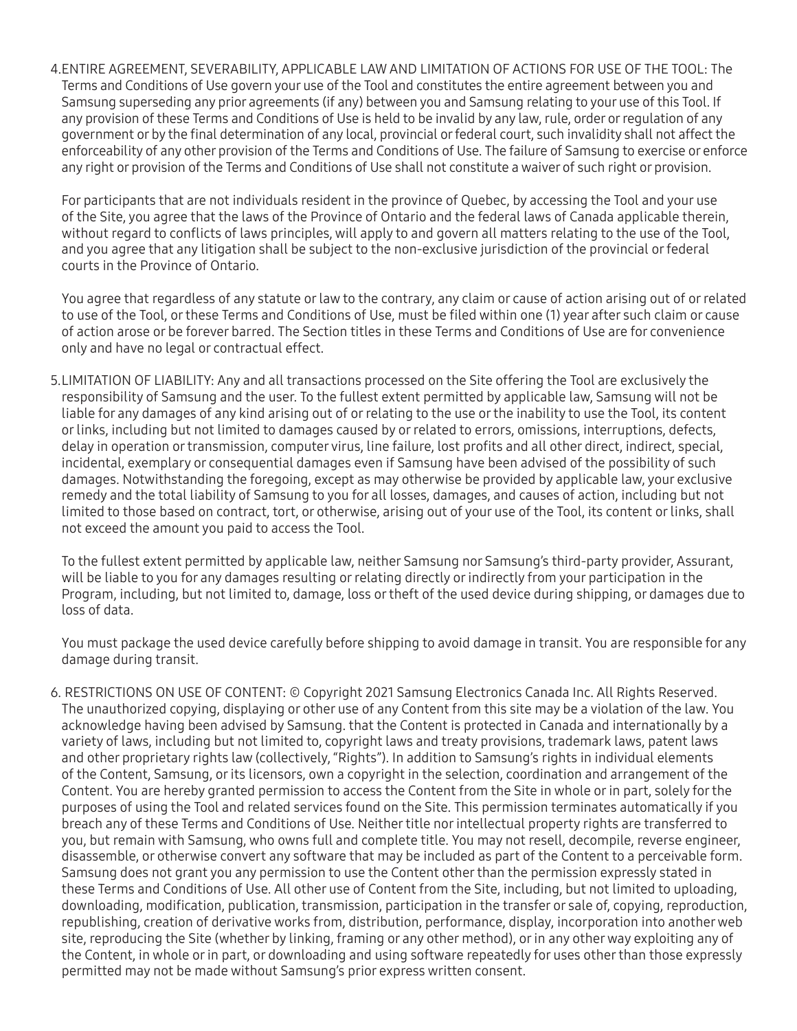4. ENTIRE AGREEMENT, SEVERABILITY, APPLICABLE LAW AND LIMITATION OF ACTIONS FOR USE OF THE TOOL: The Terms and Conditions of Use govern your use of the Tool and constitutes the entire agreement between you and Samsung superseding any prior agreements (if any) between you and Samsung relating to your use of this Tool. If any provision of these Terms and Conditions of Use is held to be invalid by any law, rule, order or regulation of any government or by the final determination of any local, provincial or federal court, such invalidity shall not affect the enforceability of any other provision of the Terms and Conditions of Use. The failure of Samsung to exercise or enforce any right or provision of the Terms and Conditions of Use shall not constitute a waiver of such right or provision.

   For participants that are not individuals resident in the province of Quebec, by accessing the Tool and your use of the Site, you agree that the laws of the Province of Ontario and the federal laws of Canada applicable therein, without regard to conflicts of laws principles, will apply to and govern all matters relating to the use of the Tool, and you agree that any litigation shall be subject to the non-exclusive jurisdiction of the provincial or federal courts in the Province of Ontario.

   You agree that regardless of any statute or law to the contrary, any claim or cause of action arising out of or related to use of the Tool, or these Terms and Conditions of Use, must be filed within one (1) year after such claim or cause of action arose or be forever barred. The Section titles in these Terms and Conditions of Use are for convenience only and have no legal or contractual effect.

5. LIMITATION OF LIABILITY: Any and all transactions processed on the Site offering the Tool are exclusively the responsibility of Samsung and the user. To the fullest extent permitted by applicable law, Samsung will not be liable for any damages of any kind arising out of or relating to the use or the inability to use the Tool, its content or links, including but not limited to damages caused by or related to errors, omissions, interruptions, defects, delay in operation or transmission, computer virus, line failure, lost profits and all other direct, indirect, special, incidental, exemplary or consequential damages even if Samsung have been advised of the possibility of such damages. Notwithstanding the foregoing, except as may otherwise be provided by applicable law, your exclusive remedy and the total liability of Samsung to you for all losses, damages, and causes of action, including but not limited to those based on contract, tort, or otherwise, arising out of your use of the Tool, its content or links, shall not exceed the amount you paid to access the Tool.

   To the fullest extent permitted by applicable law, neither Samsung nor Samsung's third-party provider, Assurant, will be liable to you for any damages resulting or relating directly or indirectly from your participation in the Program, including, but not limited to, damage, loss or theft of the used device during shipping, or damages due to loss of data.

   You must package the used device carefully before shipping to avoid damage in transit. You are responsible for any damage during transit.

6. RESTRICTIONS ON USE OF CONTENT: © Copyright 2021 Samsung Electronics Canada Inc. All Rights Reserved. The unauthorized copying, displaying or other use of any Content from this site may be a violation of the law. You acknowledge having been advised by Samsung. that the Content is protected in Canada and internationally by a variety of laws, including but not limited to, copyright laws and treaty provisions, trademark laws, patent laws and other proprietary rights law (collectively, "Rights"). In addition to Samsung's rights in individual elements of the Content, Samsung, or its licensors, own a copyright in the selection, coordination and arrangement of the Content. You are hereby granted permission to access the Content from the Site in whole or in part, solely for the purposes of using the Tool and related services found on the Site. This permission terminates automatically if you breach any of these Terms and Conditions of Use. Neither title nor intellectual property rights are transferred to you, but remain with Samsung, who owns full and complete title. You may not resell, decompile, reverse engineer, disassemble, or otherwise convert any software that may be included as part of the Content to a perceivable form. Samsung does not grant you any permission to use the Content other than the permission expressly stated in these Terms and Conditions of Use. All other use of Content from the Site, including, but not limited to uploading, downloading, modification, publication, transmission, participation in the transfer or sale of, copying, reproduction, republishing, creation of derivative works from, distribution, performance, display, incorporation into another web site, reproducing the Site (whether by linking, framing or any other method), or in any other way exploiting any of the Content, in whole or in part, or downloading and using software repeatedly for uses other than those expressly permitted may not be made without Samsung's prior express written consent.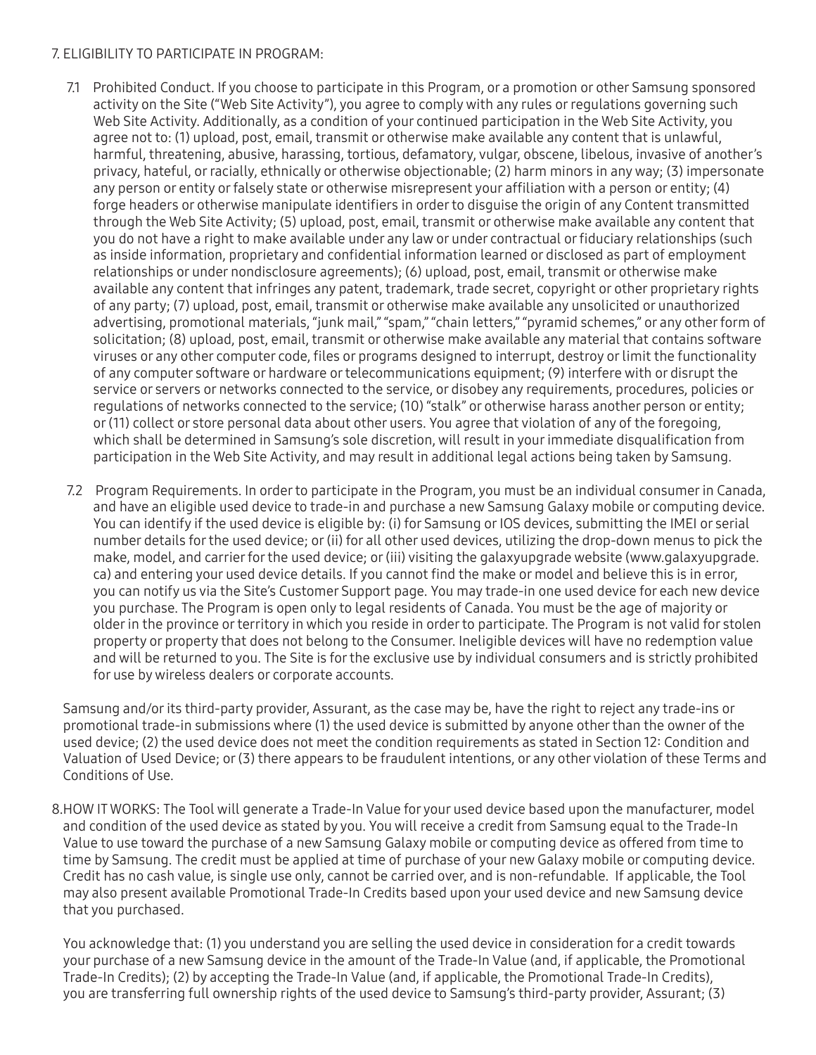7. ELIGIBILITY TO PARTICIPATE IN PROGRAM:

7.1 Prohibited Conduct. If you choose to participate in this Program, or a promotion or other Samsung sponsored activity on the Site ("Web Site Activity"), you agree to comply with any rules or regulations governing such Web Site Activity. Additionally, as a condition of your continued participation in the Web Site Activity, you agree not to: (1) upload, post, email, transmit or otherwise make available any content that is unlawful, harmful, threatening, abusive, harassing, tortious, defamatory, vulgar, obscene, libelous, invasive of another's privacy, hateful, or racially, ethnically or otherwise objectionable; (2) harm minors in any way; (3) impersonate any person or entity or falsely state or otherwise misrepresent your affiliation with a person or entity; (4) forge headers or otherwise manipulate identifiers in order to disguise the origin of any Content transmitted through the Web Site Activity; (5) upload, post, email, transmit or otherwise make available any content that you do not have a right to make available under any law or under contractual or fiduciary relationships (such as inside information, proprietary and confidential information learned or disclosed as part of employment relationships or under nondisclosure agreements); (6) upload, post, email, transmit or otherwise make available any content that infringes any patent, trademark, trade secret, copyright or other proprietary rights of any party; (7) upload, post, email, transmit or otherwise make available any unsolicited or unauthorized advertising, promotional materials, "junk mail," "spam," "chain letters," "pyramid schemes," or any other form of solicitation; (8) upload, post, email, transmit or otherwise make available any material that contains software viruses or any other computer code, files or programs designed to interrupt, destroy or limit the functionality of any computer software or hardware or telecommunications equipment; (9) interfere with or disrupt the service or servers or networks connected to the service, or disobey any requirements, procedures, policies or regulations of networks connected to the service; (10) "stalk" or otherwise harass another person or entity; or (11) collect or store personal data about other users. You agree that violation of any of the foregoing, which shall be determined in Samsung's sole discretion, will result in your immediate disqualification from participation in the Web Site Activity, and may result in additional legal actions being taken by Samsung.

7.2 Program Requirements. In order to participate in the Program, you must be an individual consumer in Canada, and have an eligible used device to trade-in and purchase a new Samsung Galaxy mobile or computing device. You can identify if the used device is eligible by: (i) for Samsung or IOS devices, submitting the IMEI or serial number details for the used device; or (ii) for all other used devices, utilizing the drop-down menus to pick the make, model, and carrier for the used device; or (iii) visiting the galaxyupgrade website (www.galaxyupgrade.ca) and entering your used device details. If you cannot find the make or model and believe this is in error, you can notify us via the Site's Customer Support page. You may trade-in one used device for each new device you purchase. The Program is open only to legal residents of Canada. You must be the age of majority or older in the province or territory in which you reside in order to participate. The Program is not valid for stolen property or property that does not belong to the Consumer. Ineligible devices will have no redemption value and will be returned to you. The Site is for the exclusive use by individual consumers and is strictly prohibited for use by wireless dealers or corporate accounts.

Samsung and/or its third-party provider, Assurant, as the case may be, have the right to reject any trade-ins or promotional trade-in submissions where (1) the used device is submitted by anyone other than the owner of the used device; (2) the used device does not meet the condition requirements as stated in Section 12: Condition and Valuation of Used Device; or (3) there appears to be fraudulent intentions, or any other violation of these Terms and Conditions of Use.

8. HOW IT WORKS: The Tool will generate a Trade-In Value for your used device based upon the manufacturer, model and condition of the used device as stated by you. You will receive a credit from Samsung equal to the Trade-In Value to use toward the purchase of a new Samsung Galaxy mobile or computing device as offered from time to time by Samsung. The credit must be applied at time of purchase of your new Galaxy mobile or computing device. Credit has no cash value, is single use only, cannot be carried over, and is non-refundable. If applicable, the Tool may also present available Promotional Trade-In Credits based upon your used device and new Samsung device that you purchased.

You acknowledge that: (1) you understand you are selling the used device in consideration for a credit towards your purchase of a new Samsung device in the amount of the Trade-In Value (and, if applicable, the Promotional Trade-In Credits); (2) by accepting the Trade-In Value (and, if applicable, the Promotional Trade-In Credits), you are transferring full ownership rights of the used device to Samsung's third-party provider, Assurant; (3)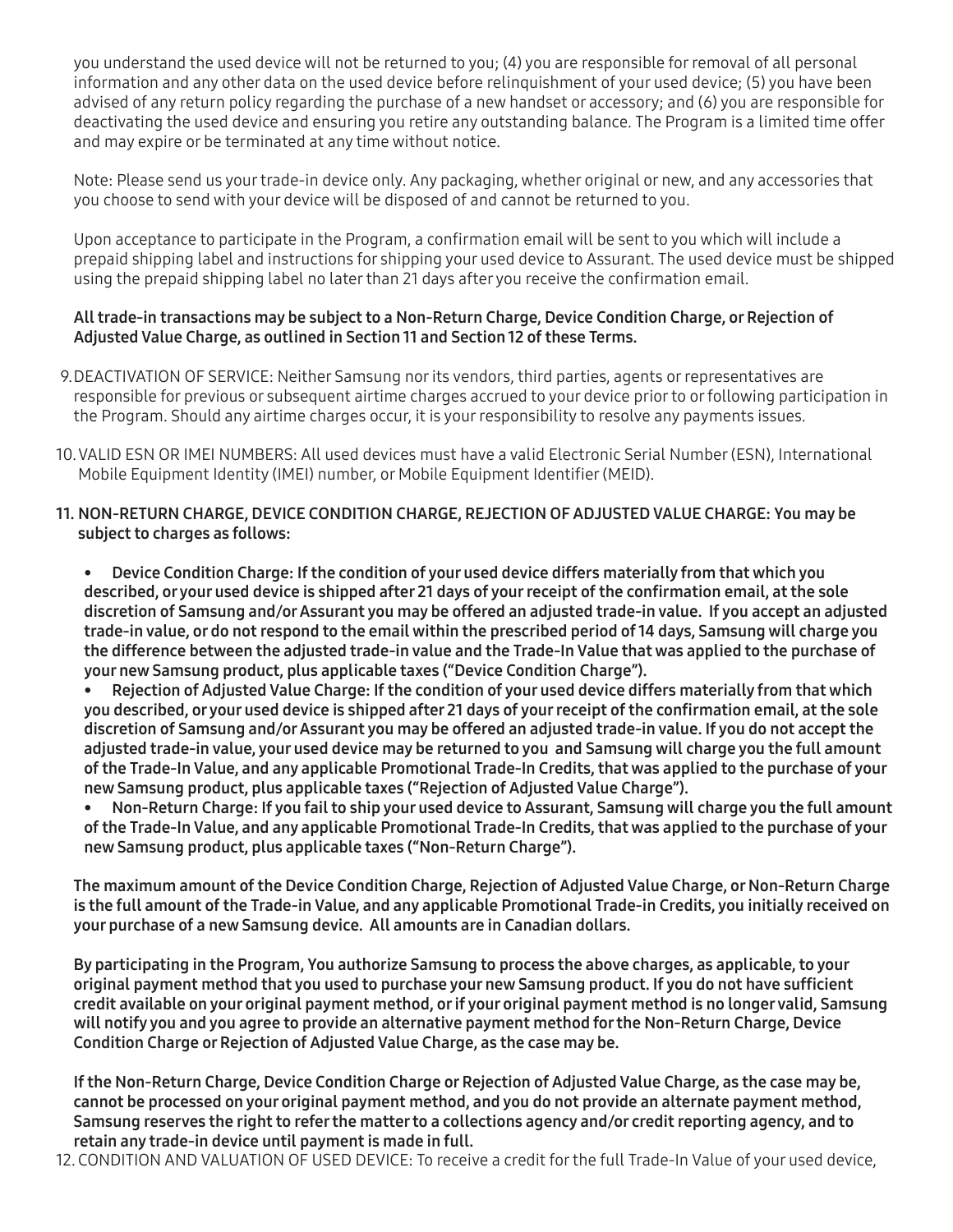you understand the used device will not be returned to you; (4) you are responsible for removal of all personal information and any other data on the used device before relinquishment of your used device; (5) you have been advised of any return policy regarding the purchase of a new handset or accessory; and (6) you are responsible for deactivating the used device and ensuring you retire any outstanding balance. The Program is a limited time offer and may expire or be terminated at any time without notice.

Note: Please send us your trade-in device only. Any packaging, whether original or new, and any accessories that you choose to send with your device will be disposed of and cannot be returned to you.

Upon acceptance to participate in the Program, a confirmation email will be sent to you which will include a prepaid shipping label and instructions for shipping your used device to Assurant. The used device must be shipped using the prepaid shipping label no later than 21 days after you receive the confirmation email.

**All trade-in transactions may be subject to a Non-Return Charge, Device Condition Charge, or Rejection of Adjusted Value Charge, as outlined in Section 11 and Section 12 of these Terms.**

9. DEACTIVATION OF SERVICE: Neither Samsung nor its vendors, third parties, agents or representatives are responsible for previous or subsequent airtime charges accrued to your device prior to or following participation in the Program. Should any airtime charges occur, it is your responsibility to resolve any payments issues.

10. VALID ESN OR IMEI NUMBERS: All used devices must have a valid Electronic Serial Number (ESN), International Mobile Equipment Identity (IMEI) number, or Mobile Equipment Identifier (MEID).

11. **NON-RETURN CHARGE, DEVICE CONDITION CHARGE, REJECTION OF ADJUSTED VALUE CHARGE: You may be subject to charges as follows:**

    - **Device Condition Charge: If the condition of your used device differs materially from that which you described, or your used device is shipped after 21 days of your receipt of the confirmation email, at the sole discretion of Samsung and/or Assurant you may be offered an adjusted trade-in value. If you accept an adjusted trade-in value, or do not respond to the email within the prescribed period of 14 days, Samsung will charge you the difference between the adjusted trade-in value and the Trade-In Value that was applied to the purchase of your new Samsung product, plus applicable taxes ("Device Condition Charge").**
    - **Rejection of Adjusted Value Charge: If the condition of your used device differs materially from that which you described, or your used device is shipped after 21 days of your receipt of the confirmation email, at the sole discretion of Samsung and/or Assurant you may be offered an adjusted trade-in value. If you do not accept the adjusted trade-in value, your used device may be returned to you and Samsung will charge you the full amount of the Trade-In Value, and any applicable Promotional Trade-In Credits, that was applied to the purchase of your new Samsung product, plus applicable taxes ("Rejection of Adjusted Value Charge").**
    - **Non-Return Charge: If you fail to ship your used device to Assurant, Samsung will charge you the full amount of the Trade-In Value, and any applicable Promotional Trade-In Credits, that was applied to the purchase of your new Samsung product, plus applicable taxes ("Non-Return Charge").**

    **The maximum amount of the Device Condition Charge, Rejection of Adjusted Value Charge, or Non-Return Charge is the full amount of the Trade-in Value, and any applicable Promotional Trade-in Credits, you initially received on your purchase of a new Samsung device. All amounts are in Canadian dollars.**

    **By participating in the Program, You authorize Samsung to process the above charges, as applicable, to your original payment method that you used to purchase your new Samsung product. If you do not have sufficient credit available on your original payment method, or if your original payment method is no longer valid, Samsung will notify you and you agree to provide an alternative payment method for the Non-Return Charge, Device Condition Charge or Rejection of Adjusted Value Charge, as the case may be.**

    **If the Non-Return Charge, Device Condition Charge or Rejection of Adjusted Value Charge, as the case may be, cannot be processed on your original payment method, and you do not provide an alternate payment method, Samsung reserves the right to refer the matter to a collections agency and/or credit reporting agency, and to retain any trade-in device until payment is made in full.**

12. CONDITION AND VALUATION OF USED DEVICE: To receive a credit for the full Trade-In Value of your used device,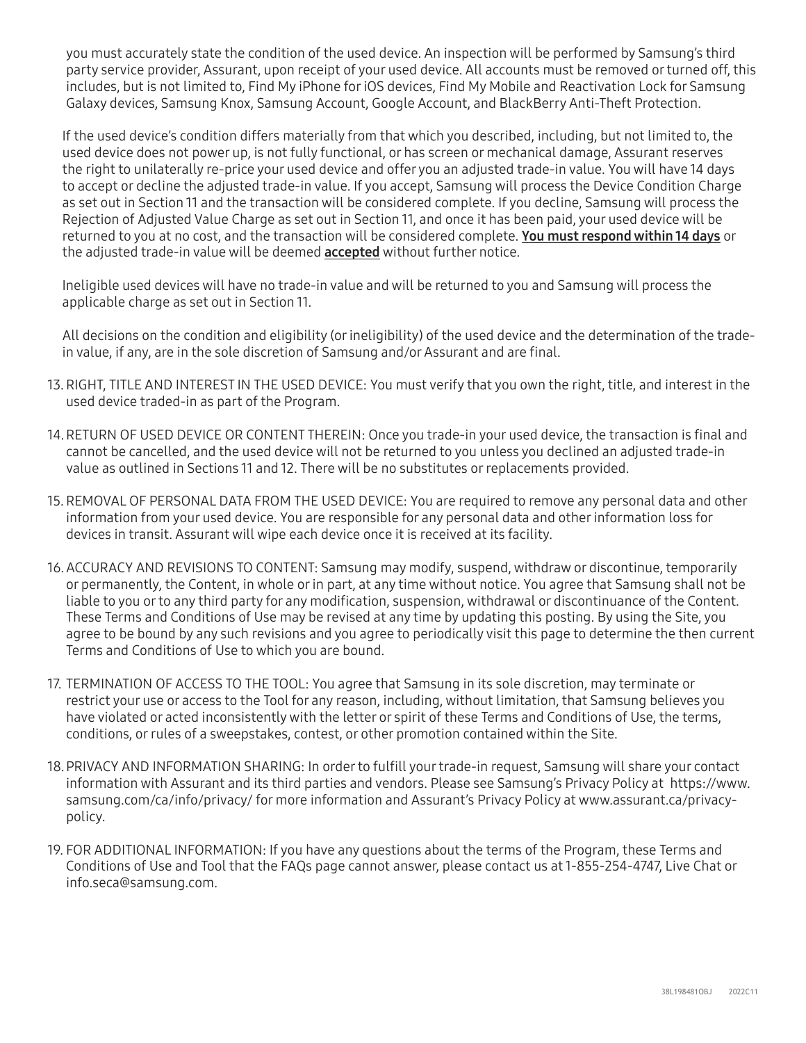you must accurately state the condition of the used device. An inspection will be performed by Samsung's third party service provider, Assurant, upon receipt of your used device. All accounts must be removed or turned off, this includes, but is not limited to, Find My iPhone for iOS devices, Find My Mobile and Reactivation Lock for Samsung Galaxy devices, Samsung Knox, Samsung Account, Google Account, and BlackBerry Anti-Theft Protection.

If the used device's condition differs materially from that which you described, including, but not limited to, the used device does not power up, is not fully functional, or has screen or mechanical damage, Assurant reserves the right to unilaterally re-price your used device and offer you an adjusted trade-in value. You will have 14 days to accept or decline the adjusted trade-in value. If you accept, Samsung will process the Device Condition Charge as set out in Section 11 and the transaction will be considered complete. If you decline, Samsung will process the Rejection of Adjusted Value Charge as set out in Section 11, and once it has been paid, your used device will be returned to you at no cost, and the transaction will be considered complete. **You must respond within 14 days** or the adjusted trade-in value will be deemed **accepted** without further notice.

Ineligible used devices will have no trade-in value and will be returned to you and Samsung will process the applicable charge as set out in Section 11.

All decisions on the condition and eligibility (or ineligibility) of the used device and the determination of the trade-in value, if any, are in the sole discretion of Samsung and/or Assurant and are final.

13. RIGHT, TITLE AND INTEREST IN THE USED DEVICE: You must verify that you own the right, title, and interest in the used device traded-in as part of the Program.

14. RETURN OF USED DEVICE OR CONTENT THEREIN: Once you trade-in your used device, the transaction is final and cannot be cancelled, and the used device will not be returned to you unless you declined an adjusted trade-in value as outlined in Sections 11 and 12. There will be no substitutes or replacements provided.

15. REMOVAL OF PERSONAL DATA FROM THE USED DEVICE: You are required to remove any personal data and other information from your used device. You are responsible for any personal data and other information loss for devices in transit. Assurant will wipe each device once it is received at its facility.

16. ACCURACY AND REVISIONS TO CONTENT: Samsung may modify, suspend, withdraw or discontinue, temporarily or permanently, the Content, in whole or in part, at any time without notice. You agree that Samsung shall not be liable to you or to any third party for any modification, suspension, withdrawal or discontinuance of the Content. These Terms and Conditions of Use may be revised at any time by updating this posting. By using the Site, you agree to be bound by any such revisions and you agree to periodically visit this page to determine the then current Terms and Conditions of Use to which you are bound.

17. TERMINATION OF ACCESS TO THE TOOL: You agree that Samsung in its sole discretion, may terminate or restrict your use or access to the Tool for any reason, including, without limitation, that Samsung believes you have violated or acted inconsistently with the letter or spirit of these Terms and Conditions of Use, the terms, conditions, or rules of a sweepstakes, contest, or other promotion contained within the Site.

18. PRIVACY AND INFORMATION SHARING: In order to fulfill your trade-in request, Samsung will share your contact information with Assurant and its third parties and vendors. Please see Samsung's Privacy Policy at https://www.samsung.com/ca/info/privacy/ for more information and Assurant's Privacy Policy at www.assurant.ca/privacy-policy.

19. FOR ADDITIONAL INFORMATION: If you have any questions about the terms of the Program, these Terms and Conditions of Use and Tool that the FAQs page cannot answer, please contact us at 1-855-254-4747, Live Chat or info.seca@samsung.com.

38L198481OBJ 2022C11